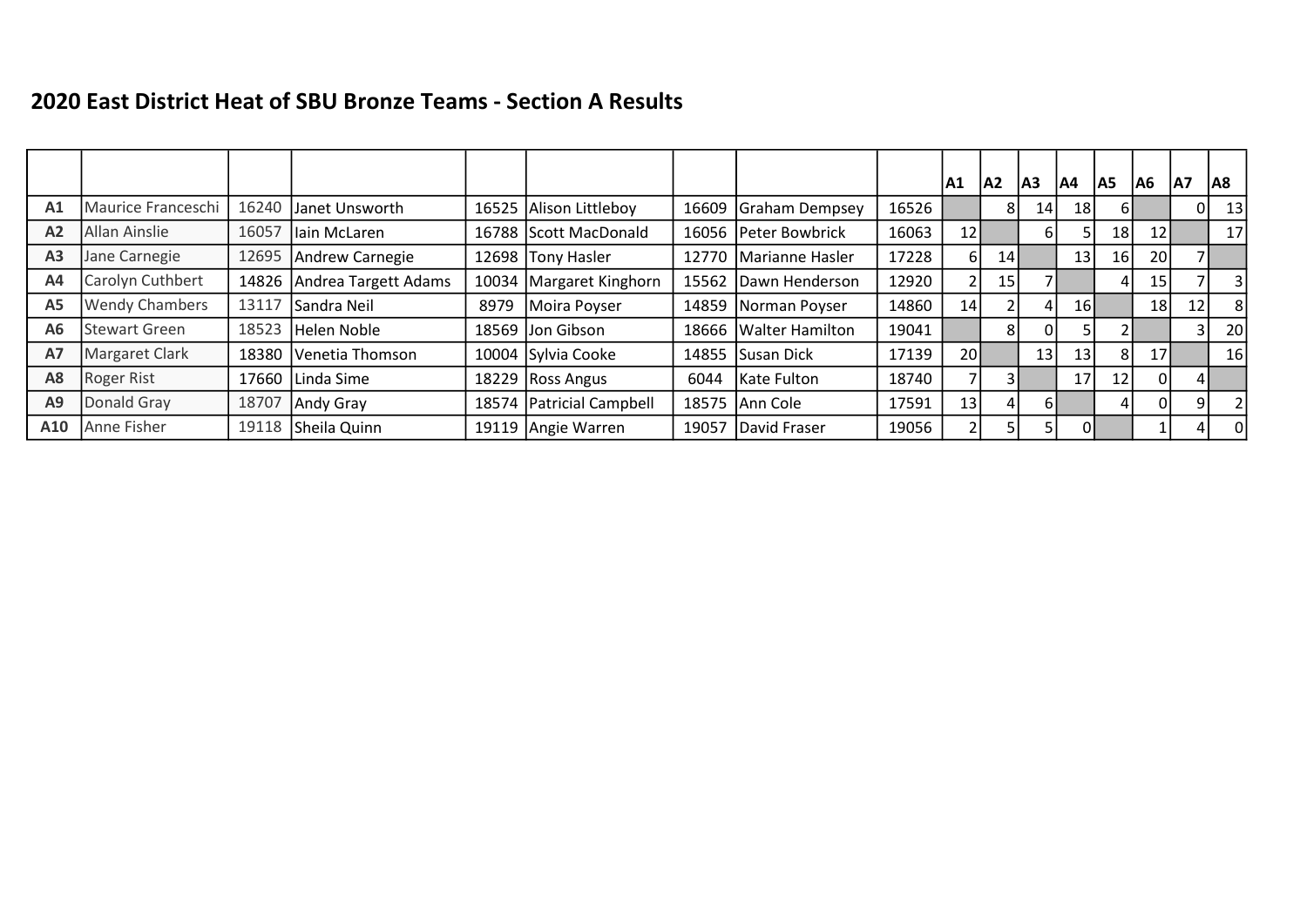# 2020 East District Heat of SBU Bronze Teams - Section A Results

| | | | | | | | | | A1 | A2 | A3 | A4 | A5 | A6 | A7 | A8 |
|---|---|---|---|---|---|---|---|---|---|---|---|---|---|---|---|---|
| **A1** | Maurice Franceschi | 16240 | Janet Unsworth | 16525 | Alison Littleboy | 16609 | Graham Dempsey | 16526 | | 8 | 14 | 18 | 6 | | 0 | 13 |
| **A2** | Allan Ainslie | 16057 | Iain McLaren | 16788 | Scott MacDonald | 16056 | Peter Bowbrick | 16063 | 12 | | 6 | 5 | 18 | 12 | | 17 |
| **A3** | Jane Carnegie | 12695 | Andrew Carnegie | 12698 | Tony Hasler | 12770 | Marianne Hasler | 17228 | 6 | 14 | | 13 | 16 | 20 | 7 | |
| **A4** | Carolyn Cuthbert | 14826 | Andrea Targett Adams | 10034 | Margaret Kinghorn | 15562 | Dawn Henderson | 12920 | 2 | 15 | 7 | | 4 | 15 | 7 | 3 |
| **A5** | Wendy Chambers | 13117 | Sandra Neil | 8979 | Moira Poyser | 14859 | Norman Poyser | 14860 | 14 | 2 | 4 | 16 | | 18 | 12 | 8 |
| **A6** | Stewart Green | 18523 | Helen Noble | 18569 | Jon Gibson | 18666 | Walter Hamilton | 19041 | | 8 | 0 | 5 | 2 | | 3 | 20 |
| **A7** | Margaret Clark | 18380 | Venetia Thomson | 10004 | Sylvia Cooke | 14855 | Susan Dick | 17139 | 20 | | 13 | 13 | 8 | 17 | | 16 |
| **A8** | Roger Rist | 17660 | Linda Sime | 18229 | Ross Angus | 6044 | Kate Fulton | 18740 | 7 | 3 | | 17 | 12 | 0 | 4 | |
| **A9** | Donald Gray | 18707 | Andy Gray | 18574 | Patricial Campbell | 18575 | Ann Cole | 17591 | 13 | 4 | 6 | | 4 | 0 | 9 | 2 |
| **A10** | Anne Fisher | 19118 | Sheila Quinn | 19119 | Angie Warren | 19057 | David Fraser | 19056 | 2 | 5 | 5 | 0 | | 1 | 4 | 0 |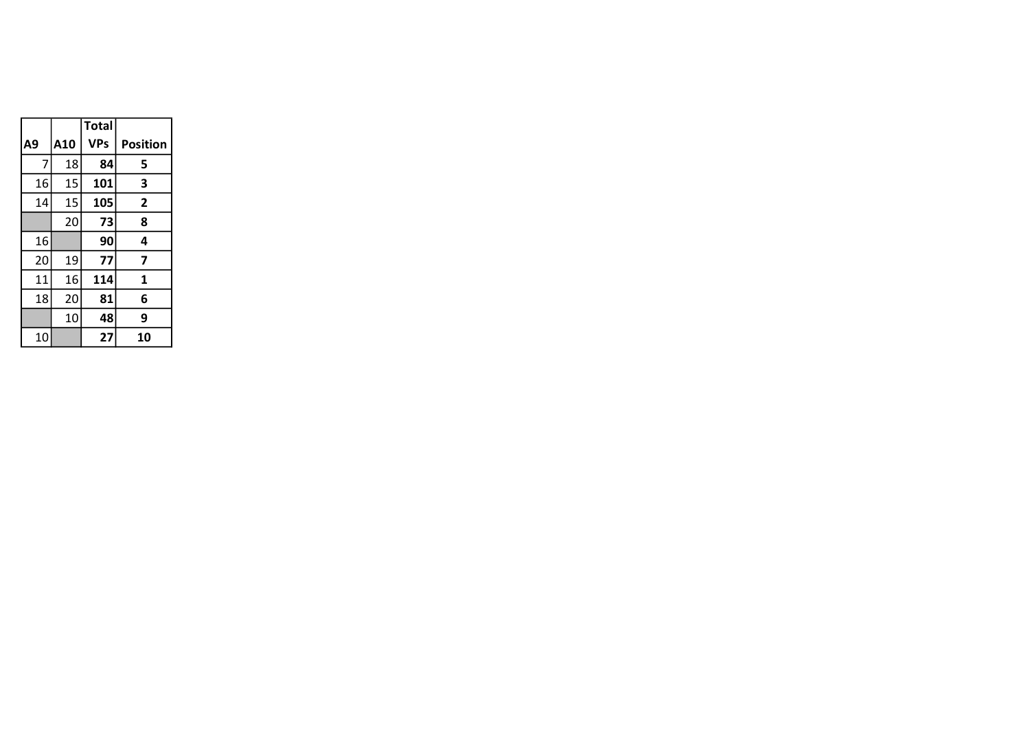| A9 | A10 | Total VPs | Position |
|---|---|---|---|
| 7 | 18 | **84** | **5** |
| 16 | 15 | **101** | **3** |
| 14 | 15 | **105** | **2** |
| | 20 | **73** | **8** |
| 16 | | **90** | **4** |
| 20 | 19 | **77** | **7** |
| 11 | 16 | **114** | **1** |
| 18 | 20 | **81** | **6** |
| | 10 | **48** | **9** |
| 10 | | **27** | **10** |